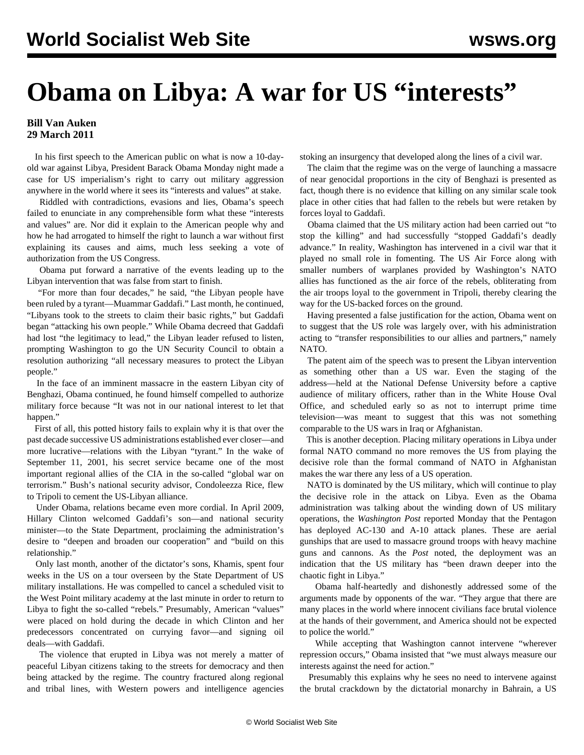# Obama on Libya: A war for US "interests"

**Bill Van Auken**
**29 March 2011**

In his first speech to the American public on what is now a 10-day-old war against Libya, President Barack Obama Monday night made a case for US imperialism's right to carry out military aggression anywhere in the world where it sees its "interests and values" at stake.

Riddled with contradictions, evasions and lies, Obama's speech failed to enunciate in any comprehensible form what these "interests and values" are. Nor did it explain to the American people why and how he had arrogated to himself the right to launch a war without first explaining its causes and aims, much less seeking a vote of authorization from the US Congress.

Obama put forward a narrative of the events leading up to the Libyan intervention that was false from start to finish.

"For more than four decades," he said, "the Libyan people have been ruled by a tyrant—Muammar Gaddafi." Last month, he continued, "Libyans took to the streets to claim their basic rights," but Gaddafi began "attacking his own people." While Obama decreed that Gaddafi had lost "the legitimacy to lead," the Libyan leader refused to listen, prompting Washington to go the UN Security Council to obtain a resolution authorizing "all necessary measures to protect the Libyan people."

In the face of an imminent massacre in the eastern Libyan city of Benghazi, Obama continued, he found himself compelled to authorize military force because "It was not in our national interest to let that happen."

First of all, this potted history fails to explain why it is that over the past decade successive US administrations established ever closer—and more lucrative—relations with the Libyan "tyrant." In the wake of September 11, 2001, his secret service became one of the most important regional allies of the CIA in the so-called "global war on terrorism." Bush's national security advisor, Condoleezza Rice, flew to Tripoli to cement the US-Libyan alliance.

Under Obama, relations became even more cordial. In April 2009, Hillary Clinton welcomed Gaddafi's son—and national security minister—to the State Department, proclaiming the administration's desire to "deepen and broaden our cooperation" and "build on this relationship."

Only last month, another of the dictator's sons, Khamis, spent four weeks in the US on a tour overseen by the State Department of US military installations. He was compelled to cancel a scheduled visit to the West Point military academy at the last minute in order to return to Libya to fight the so-called "rebels." Presumably, American "values" were placed on hold during the decade in which Clinton and her predecessors concentrated on currying favor—and signing oil deals—with Gaddafi.

The violence that erupted in Libya was not merely a matter of peaceful Libyan citizens taking to the streets for democracy and then being attacked by the regime. The country fractured along regional and tribal lines, with Western powers and intelligence agencies stoking an insurgency that developed along the lines of a civil war.

The claim that the regime was on the verge of launching a massacre of near genocidal proportions in the city of Benghazi is presented as fact, though there is no evidence that killing on any similar scale took place in other cities that had fallen to the rebels but were retaken by forces loyal to Gaddafi.

Obama claimed that the US military action had been carried out "to stop the killing" and had successfully "stopped Gaddafi's deadly advance." In reality, Washington has intervened in a civil war that it played no small role in fomenting. The US Air Force along with smaller numbers of warplanes provided by Washington's NATO allies has functioned as the air force of the rebels, obliterating from the air troops loyal to the government in Tripoli, thereby clearing the way for the US-backed forces on the ground.

Having presented a false justification for the action, Obama went on to suggest that the US role was largely over, with his administration acting to "transfer responsibilities to our allies and partners," namely NATO.

The patent aim of the speech was to present the Libyan intervention as something other than a US war. Even the staging of the address—held at the National Defense University before a captive audience of military officers, rather than in the White House Oval Office, and scheduled early so as not to interrupt prime time television—was meant to suggest that this was not something comparable to the US wars in Iraq or Afghanistan.

This is another deception. Placing military operations in Libya under formal NATO command no more removes the US from playing the decisive role than the formal command of NATO in Afghanistan makes the war there any less of a US operation.

NATO is dominated by the US military, which will continue to play the decisive role in the attack on Libya. Even as the Obama administration was talking about the winding down of US military operations, the *Washington Post* reported Monday that the Pentagon has deployed AC-130 and A-10 attack planes. These are aerial gunships that are used to massacre ground troops with heavy machine guns and cannons. As the *Post* noted, the deployment was an indication that the US military has "been drawn deeper into the chaotic fight in Libya."

Obama half-heartedly and dishonestly addressed some of the arguments made by opponents of the war. "They argue that there are many places in the world where innocent civilians face brutal violence at the hands of their government, and America should not be expected to police the world."

While accepting that Washington cannot intervene "wherever repression occurs," Obama insisted that "we must always measure our interests against the need for action."

Presumably this explains why he sees no need to intervene against the brutal crackdown by the dictatorial monarchy in Bahrain, a US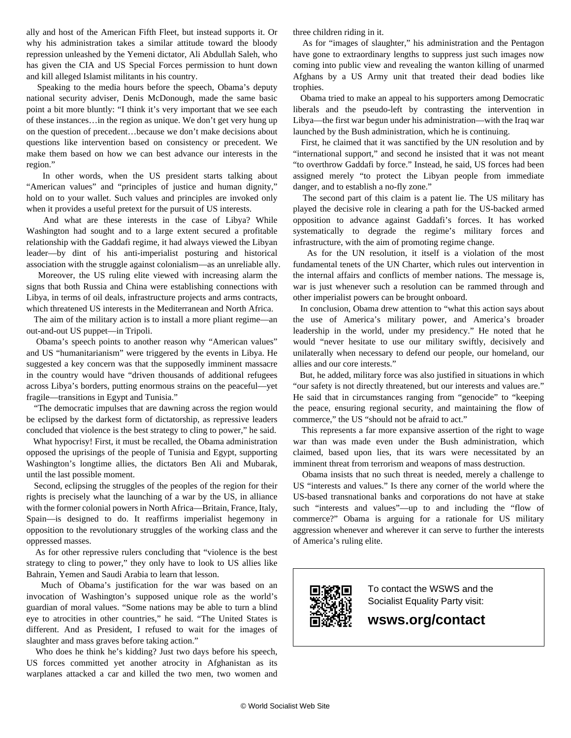ally and host of the American Fifth Fleet, but instead supports it. Or why his administration takes a similar attitude toward the bloody repression unleashed by the Yemeni dictator, Ali Abdullah Saleh, who has given the CIA and US Special Forces permission to hunt down and kill alleged Islamist militants in his country.

Speaking to the media hours before the speech, Obama's deputy national security adviser, Denis McDonough, made the same basic point a bit more bluntly: "I think it's very important that we see each of these instances…in the region as unique. We don't get very hung up on the question of precedent…because we don't make decisions about questions like intervention based on consistency or precedent. We make them based on how we can best advance our interests in the region."

In other words, when the US president starts talking about "American values" and "principles of justice and human dignity," hold on to your wallet. Such values and principles are invoked only when it provides a useful pretext for the pursuit of US interests.

And what are these interests in the case of Libya? While Washington had sought and to a large extent secured a profitable relationship with the Gaddafi regime, it had always viewed the Libyan leader—by dint of his anti-imperialist posturing and historical association with the struggle against colonialism—as an unreliable ally.

Moreover, the US ruling elite viewed with increasing alarm the signs that both Russia and China were establishing connections with Libya, in terms of oil deals, infrastructure projects and arms contracts, which threatened US interests in the Mediterranean and North Africa.

The aim of the military action is to install a more pliant regime—an out-and-out US puppet—in Tripoli.

Obama's speech points to another reason why "American values" and US "humanitarianism" were triggered by the events in Libya. He suggested a key concern was that the supposedly imminent massacre in the country would have "driven thousands of additional refugees across Libya's borders, putting enormous strains on the peaceful—yet fragile—transitions in Egypt and Tunisia."

"The democratic impulses that are dawning across the region would be eclipsed by the darkest form of dictatorship, as repressive leaders concluded that violence is the best strategy to cling to power," he said.

What hypocrisy! First, it must be recalled, the Obama administration opposed the uprisings of the people of Tunisia and Egypt, supporting Washington's longtime allies, the dictators Ben Ali and Mubarak, until the last possible moment.

Second, eclipsing the struggles of the peoples of the region for their rights is precisely what the launching of a war by the US, in alliance with the former colonial powers in North Africa—Britain, France, Italy, Spain—is designed to do. It reaffirms imperialist hegemony in opposition to the revolutionary struggles of the working class and the oppressed masses.

As for other repressive rulers concluding that "violence is the best strategy to cling to power," they only have to look to US allies like Bahrain, Yemen and Saudi Arabia to learn that lesson.

Much of Obama's justification for the war was based on an invocation of Washington's supposed unique role as the world's guardian of moral values. "Some nations may be able to turn a blind eye to atrocities in other countries," he said. "The United States is different. And as President, I refused to wait for the images of slaughter and mass graves before taking action."

Who does he think he's kidding? Just two days before his speech, US forces committed yet another atrocity in Afghanistan as its warplanes attacked a car and killed the two men, two women and three children riding in it.

As for "images of slaughter," his administration and the Pentagon have gone to extraordinary lengths to suppress just such images now coming into public view and revealing the wanton killing of unarmed Afghans by a US Army unit that treated their dead bodies like trophies.

Obama tried to make an appeal to his supporters among Democratic liberals and the pseudo-left by contrasting the intervention in Libya—the first war begun under his administration—with the Iraq war launched by the Bush administration, which he is continuing.

First, he claimed that it was sanctified by the UN resolution and by "international support," and second he insisted that it was not meant "to overthrow Gaddafi by force." Instead, he said, US forces had been assigned merely "to protect the Libyan people from immediate danger, and to establish a no-fly zone."

The second part of this claim is a patent lie. The US military has played the decisive role in clearing a path for the US-backed armed opposition to advance against Gaddafi's forces. It has worked systematically to degrade the regime's military forces and infrastructure, with the aim of promoting regime change.

As for the UN resolution, it itself is a violation of the most fundamental tenets of the UN Charter, which rules out intervention in the internal affairs and conflicts of member nations. The message is, war is just whenever such a resolution can be rammed through and other imperialist powers can be brought onboard.

In conclusion, Obama drew attention to "what this action says about the use of America's military power, and America's broader leadership in the world, under my presidency." He noted that he would "never hesitate to use our military swiftly, decisively and unilaterally when necessary to defend our people, our homeland, our allies and our core interests."

But, he added, military force was also justified in situations in which "our safety is not directly threatened, but our interests and values are." He said that in circumstances ranging from "genocide" to "keeping the peace, ensuring regional security, and maintaining the flow of commerce," the US "should not be afraid to act."

This represents a far more expansive assertion of the right to wage war than was made even under the Bush administration, which claimed, based upon lies, that its wars were necessitated by an imminent threat from terrorism and weapons of mass destruction.

Obama insists that no such threat is needed, merely a challenge to US "interests and values." Is there any corner of the world where the US-based transnational banks and corporations do not have at stake such "interests and values"—up to and including the "flow of commerce?" Obama is arguing for a rationale for US military aggression whenever and wherever it can serve to further the interests of America's ruling elite.

To contact the WSWS and the Socialist Equality Party visit:

**wsws.org/contact**